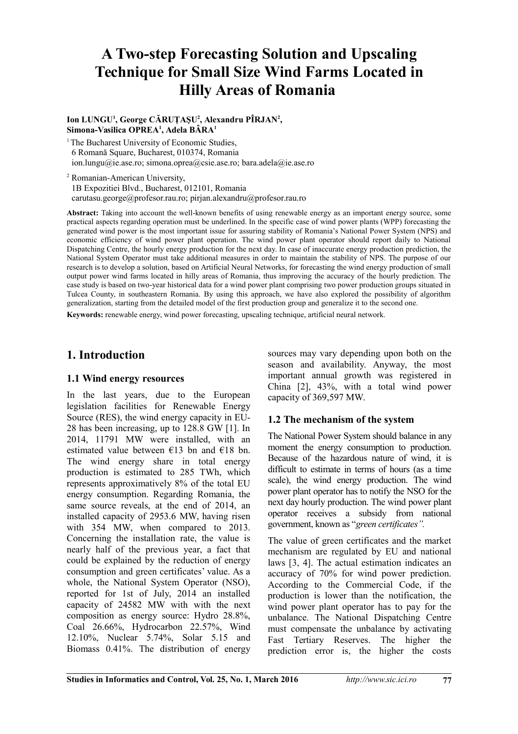# A Two-step Forecasting Solution and Upscaling Technique for Small Size Wind Farms Located in Hilly Areas of Romania

**Ion LUNGU[1], George CĂRUȚAȘU[2], Alexandru PÎRJAN[2], Simona-Vasilica OPREA[1], Adela BÂRA[1]**

[1] The Bucharest University of Economic Studies,
6 Romană Square, Bucharest, 010374, Romania
ion.lungu@ie.ase.ro; simona.oprea@csie.ase.ro; bara.adela@ie.ase.ro

[2] Romanian-American University,
1B Expozitiei Blvd., Bucharest, 012101, Romania
carutasu.george@profesor.rau.ro; pirjan.alexandru@profesor.rau.ro

**Abstract:** Taking into account the well-known benefits of using renewable energy as an important energy source, some practical aspects regarding operation must be underlined. In the specific case of wind power plants (WPP) forecasting the generated wind power is the most important issue for assuring stability of Romania's National Power System (NPS) and economic efficiency of wind power plant operation. The wind power plant operator should report daily to National Dispatching Centre, the hourly energy production for the next day. In case of inaccurate energy production prediction, the National System Operator must take additional measures in order to maintain the stability of NPS. The purpose of our research is to develop a solution, based on Artificial Neural Networks, for forecasting the wind energy production of small output power wind farms located in hilly areas of Romania, thus improving the accuracy of the hourly prediction. The case study is based on two-year historical data for a wind power plant comprising two power production groups situated in Tulcea County, in southeastern Romania. By using this approach, we have also explored the possibility of algorithm generalization, starting from the detailed model of the first production group and generalize it to the second one.

**Keywords:** renewable energy, wind power forecasting, upscaling technique, artificial neural network.

## 1. Introduction

### 1.1 Wind energy resources

In the last years, due to the European legislation facilities for Renewable Energy Source (RES), the wind energy capacity in EU-28 has been increasing, up to 128.8 GW [1]. In 2014, 11791 MW were installed, with an estimated value between €13 bn and €18 bn. The wind energy share in total energy production is estimated to 285 TWh, which represents approximatively 8% of the total EU energy consumption. Regarding Romania, the same source reveals, at the end of 2014, an installed capacity of 2953.6 MW, having risen with 354 MW, when compared to 2013. Concerning the installation rate, the value is nearly half of the previous year, a fact that could be explained by the reduction of energy consumption and green certificates' value. As a whole, the National System Operator (NSO), reported for 1st of July, 2014 an installed capacity of 24582 MW with with the next composition as energy source: Hydro 28.8%, Coal 26.66%, Hydrocarbon 22.57%, Wind 12.10%, Nuclear 5.74%, Solar 5.15 and Biomass 0.41%. The distribution of energy sources may vary depending upon both on the season and availability. Anyway, the most important annual growth was registered in China [2], 43%, with a total wind power capacity of 369,597 MW.

### 1.2 The mechanism of the system

The National Power System should balance in any moment the energy consumption to production. Because of the hazardous nature of wind, it is difficult to estimate in terms of hours (as a time scale), the wind energy production. The wind power plant operator has to notify the NSO for the next day hourly production. The wind power plant operator receives a subsidy from national government, known as "*green certificates".*

The value of green certificates and the market mechanism are regulated by EU and national laws [3, 4]. The actual estimation indicates an accuracy of 70% for wind power prediction. According to the Commercial Code, if the production is lower than the notification, the wind power plant operator has to pay for the unbalance. The National Dispatching Centre must compensate the unbalance by activating Fast Tertiary Reserves. The higher the prediction error is, the higher the costs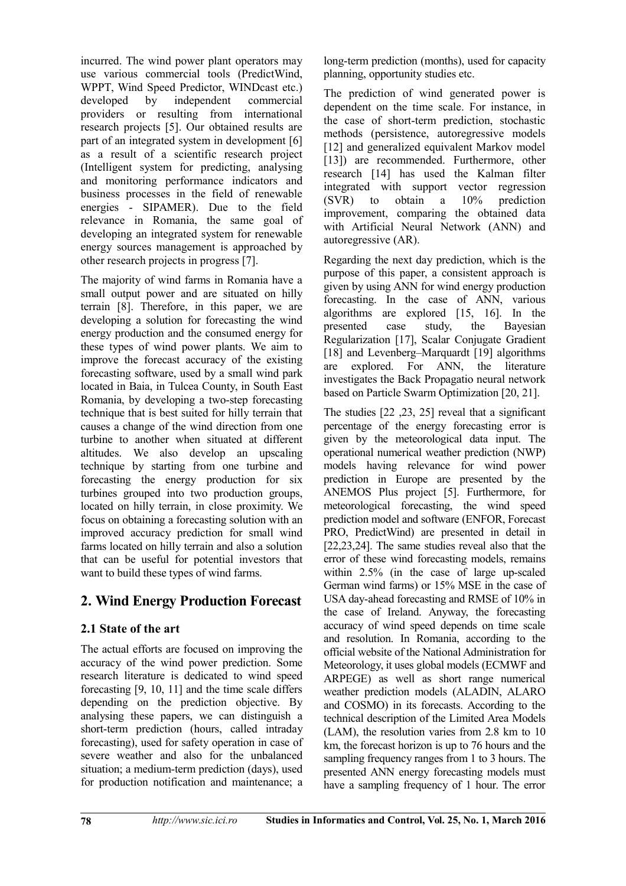incurred. The wind power plant operators may use various commercial tools (PredictWind, WPPT, Wind Speed Predictor, WINDcast etc.) developed by independent commercial providers or resulting from international research projects [5]. Our obtained results are part of an integrated system in development [6] as a result of a scientific research project (Intelligent system for predicting, analysing and monitoring performance indicators and business processes in the field of renewable energies - SIPAMER). Due to the field relevance in Romania, the same goal of developing an integrated system for renewable energy sources management is approached by other research projects in progress [7].

The majority of wind farms in Romania have a small output power and are situated on hilly terrain [8]. Therefore, in this paper, we are developing a solution for forecasting the wind energy production and the consumed energy for these types of wind power plants. We aim to improve the forecast accuracy of the existing forecasting software, used by a small wind park located in Baia, in Tulcea County, in South East Romania, by developing a two-step forecasting technique that is best suited for hilly terrain that causes a change of the wind direction from one turbine to another when situated at different altitudes. We also develop an upscaling technique by starting from one turbine and forecasting the energy production for six turbines grouped into two production groups, located on hilly terrain, in close proximity. We focus on obtaining a forecasting solution with an improved accuracy prediction for small wind farms located on hilly terrain and also a solution that can be useful for potential investors that want to build these types of wind farms.

## 2. Wind Energy Production Forecast

### 2.1 State of the art

The actual efforts are focused on improving the accuracy of the wind power prediction. Some research literature is dedicated to wind speed forecasting [9, 10, 11] and the time scale differs depending on the prediction objective. By analysing these papers, we can distinguish a short-term prediction (hours, called intraday forecasting), used for safety operation in case of severe weather and also for the unbalanced situation; a medium-term prediction (days), used for production notification and maintenance; a long-term prediction (months), used for capacity planning, opportunity studies etc.

The prediction of wind generated power is dependent on the time scale. For instance, in the case of short-term prediction, stochastic methods (persistence, autoregressive models [12] and generalized equivalent Markov model [13]) are recommended. Furthermore, other research [14] has used the Kalman filter integrated with support vector regression (SVR) to obtain a 10% prediction improvement, comparing the obtained data with Artificial Neural Network (ANN) and autoregressive (AR).

Regarding the next day prediction, which is the purpose of this paper, a consistent approach is given by using ANN for wind energy production forecasting. In the case of ANN, various algorithms are explored [15, 16]. In the presented case study, the Bayesian Regularization [17], Scalar Conjugate Gradient [18] and Levenberg–Marquardt [19] algorithms are explored. For ANN, the literature investigates the Back Propagatio neural network based on Particle Swarm Optimization [20, 21].

The studies [22 ,23, 25] reveal that a significant percentage of the energy forecasting error is given by the meteorological data input. The operational numerical weather prediction (NWP) models having relevance for wind power prediction in Europe are presented by the ANEMOS Plus project [5]. Furthermore, for meteorological forecasting, the wind speed prediction model and software (ENFOR, Forecast PRO, PredictWind) are presented in detail in [22,23,24]. The same studies reveal also that the error of these wind forecasting models, remains within 2.5% (in the case of large up-scaled German wind farms) or 15% MSE in the case of USA day-ahead forecasting and RMSE of 10% in the case of Ireland. Anyway, the forecasting accuracy of wind speed depends on time scale and resolution. In Romania, according to the official website of the National Administration for Meteorology, it uses global models (ECMWF and ARPEGE) as well as short range numerical weather prediction models (ALADIN, ALARO and COSMO) in its forecasts. According to the technical description of the Limited Area Models (LAM), the resolution varies from 2.8 km to 10 km, the forecast horizon is up to 76 hours and the sampling frequency ranges from 1 to 3 hours. The presented ANN energy forecasting models must have a sampling frequency of 1 hour. The error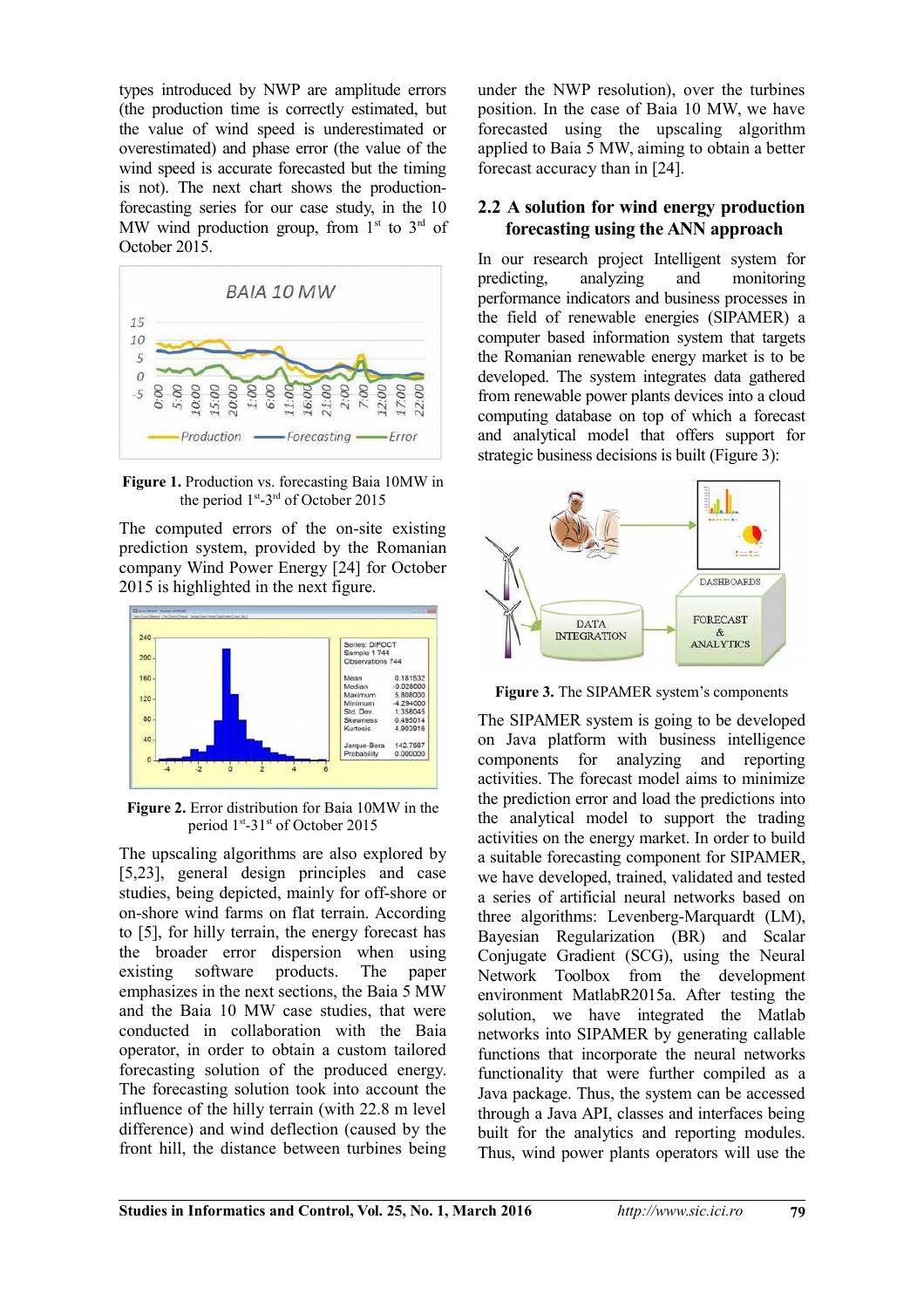types introduced by NWP are amplitude errors (the production time is correctly estimated, but the value of wind speed is underestimated or overestimated) and phase error (the value of the wind speed is accurate forecasted but the timing is not). The next chart shows the production-forecasting series for our case study, in the 10 MW wind production group, from 1st to 3rd of October 2015.

**Figure 1.** Production vs. forecasting Baia 10MW in the period 1st-3rd of October 2015

The computed errors of the on-site existing prediction system, provided by the Romanian company Wind Power Energy [24] for October 2015 is highlighted in the next figure.

**Figure 2.** Error distribution for Baia 10MW in the period 1st-31st of October 2015

The upscaling algorithms are also explored by [5,23], general design principles and case studies, being depicted, mainly for off-shore or on-shore wind farms on flat terrain. According to [5], for hilly terrain, the energy forecast has the broader error dispersion when using existing software products. The paper emphasizes in the next sections, the Baia 5 MW and the Baia 10 MW case studies, that were conducted in collaboration with the Baia operator, in order to obtain a custom tailored forecasting solution of the produced energy. The forecasting solution took into account the influence of the hilly terrain (with 22.8 m level difference) and wind deflection (caused by the front hill, the distance between turbines being under the NWP resolution), over the turbines position. In the case of Baia 10 MW, we have forecasted using the upscaling algorithm applied to Baia 5 MW, aiming to obtain a better forecast accuracy than in [24].

## 2.2 A solution for wind energy production forecasting using the ANN approach

In our research project Intelligent system for predicting, analyzing and monitoring performance indicators and business processes in the field of renewable energies (SIPAMER) a computer based information system that targets the Romanian renewable energy market is to be developed. The system integrates data gathered from renewable power plants devices into a cloud computing database on top of which a forecast and analytical model that offers support for strategic business decisions is built (Figure 3):

**Figure 3.** The SIPAMER system's components

The SIPAMER system is going to be developed on Java platform with business intelligence components for analyzing and reporting activities. The forecast model aims to minimize the prediction error and load the predictions into the analytical model to support the trading activities on the energy market. In order to build a suitable forecasting component for SIPAMER, we have developed, trained, validated and tested a series of artificial neural networks based on three algorithms: Levenberg-Marquardt (LM), Bayesian Regularization (BR) and Scalar Conjugate Gradient (SCG), using the Neural Network Toolbox from the development environment MatlabR2015a. After testing the solution, we have integrated the Matlab networks into SIPAMER by generating callable functions that incorporate the neural networks functionality that were further compiled as a Java package. Thus, the system can be accessed through a Java API, classes and interfaces being built for the analytics and reporting modules. Thus, wind power plants operators will use the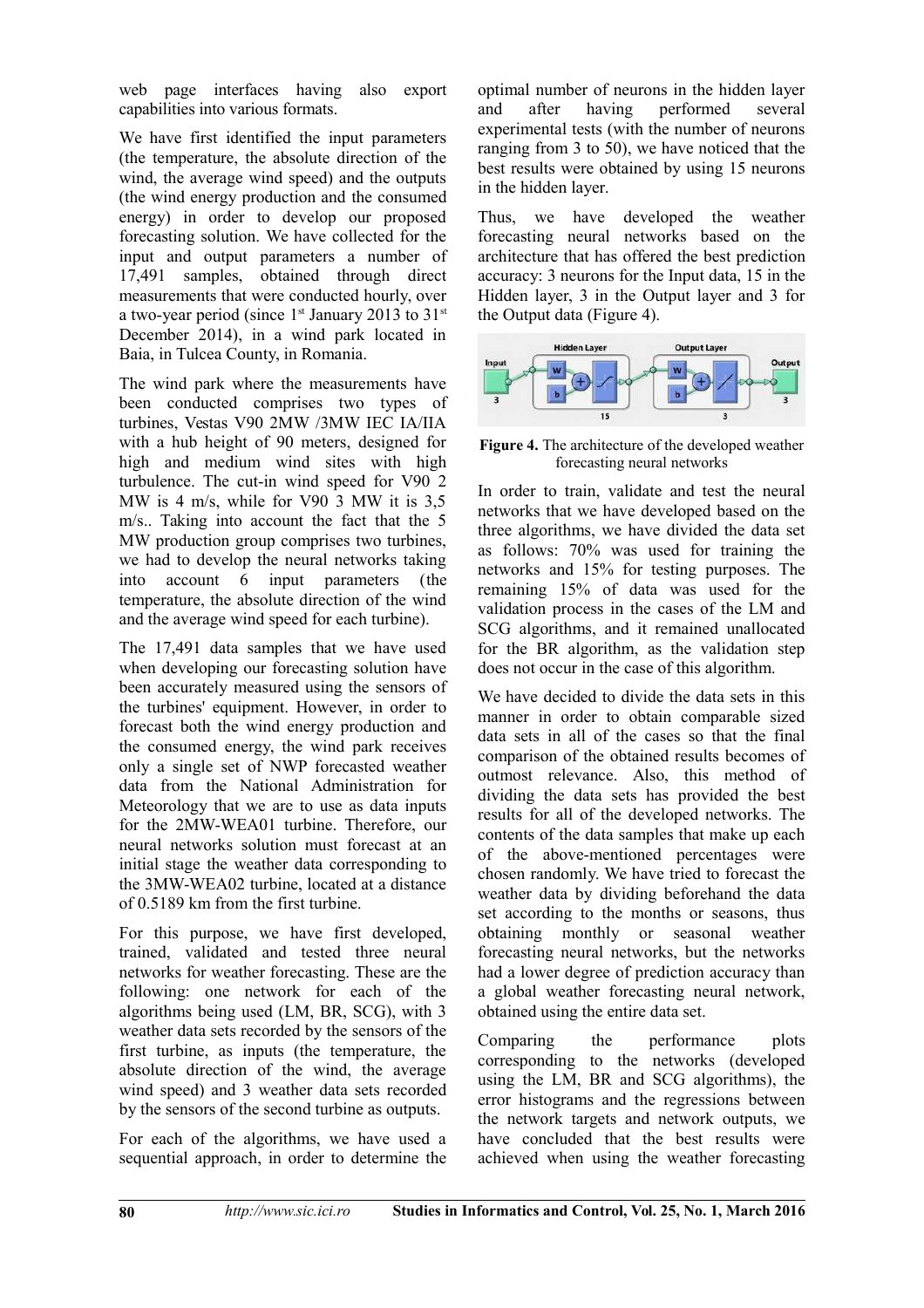web page interfaces having also export capabilities into various formats.

We have first identified the input parameters (the temperature, the absolute direction of the wind, the average wind speed) and the outputs (the wind energy production and the consumed energy) in order to develop our proposed forecasting solution. We have collected for the input and output parameters a number of 17,491 samples, obtained through direct measurements that were conducted hourly, over a two-year period (since 1st January 2013 to 31st December 2014), in a wind park located in Baia, in Tulcea County, in Romania.

The wind park where the measurements have been conducted comprises two types of turbines, Vestas V90 2MW /3MW IEC IA/IIA with a hub height of 90 meters, designed for high and medium wind sites with high turbulence. The cut-in wind speed for V90 2 MW is 4 m/s, while for V90 3 MW it is 3,5 m/s.. Taking into account the fact that the 5 MW production group comprises two turbines, we had to develop the neural networks taking into account 6 input parameters (the temperature, the absolute direction of the wind and the average wind speed for each turbine).

The 17,491 data samples that we have used when developing our forecasting solution have been accurately measured using the sensors of the turbines' equipment. However, in order to forecast both the wind energy production and the consumed energy, the wind park receives only a single set of NWP forecasted weather data from the National Administration for Meteorology that we are to use as data inputs for the 2MW-WEA01 turbine. Therefore, our neural networks solution must forecast at an initial stage the weather data corresponding to the 3MW-WEA02 turbine, located at a distance of 0.5189 km from the first turbine.

For this purpose, we have first developed, trained, validated and tested three neural networks for weather forecasting. These are the following: one network for each of the algorithms being used (LM, BR, SCG), with 3 weather data sets recorded by the sensors of the first turbine, as inputs (the temperature, the absolute direction of the wind, the average wind speed) and 3 weather data sets recorded by the sensors of the second turbine as outputs.

For each of the algorithms, we have used a sequential approach, in order to determine the optimal number of neurons in the hidden layer and after having performed several experimental tests (with the number of neurons ranging from 3 to 50), we have noticed that the best results were obtained by using 15 neurons in the hidden layer.

Thus, we have developed the weather forecasting neural networks based on the architecture that has offered the best prediction accuracy: 3 neurons for the Input data, 15 in the Hidden layer, 3 in the Output layer and 3 for the Output data (Figure 4).

**Figure 4.** The architecture of the developed weather forecasting neural networks

In order to train, validate and test the neural networks that we have developed based on the three algorithms, we have divided the data set as follows: 70% was used for training the networks and 15% for testing purposes. The remaining 15% of data was used for the validation process in the cases of the LM and SCG algorithms, and it remained unallocated for the BR algorithm, as the validation step does not occur in the case of this algorithm.

We have decided to divide the data sets in this manner in order to obtain comparable sized data sets in all of the cases so that the final comparison of the obtained results becomes of outmost relevance. Also, this method of dividing the data sets has provided the best results for all of the developed networks. The contents of the data samples that make up each of the above-mentioned percentages were chosen randomly. We have tried to forecast the weather data by dividing beforehand the data set according to the months or seasons, thus obtaining monthly or seasonal weather forecasting neural networks, but the networks had a lower degree of prediction accuracy than a global weather forecasting neural network, obtained using the entire data set.

Comparing the performance plots corresponding to the networks (developed using the LM, BR and SCG algorithms), the error histograms and the regressions between the network targets and network outputs, we have concluded that the best results were achieved when using the weather forecasting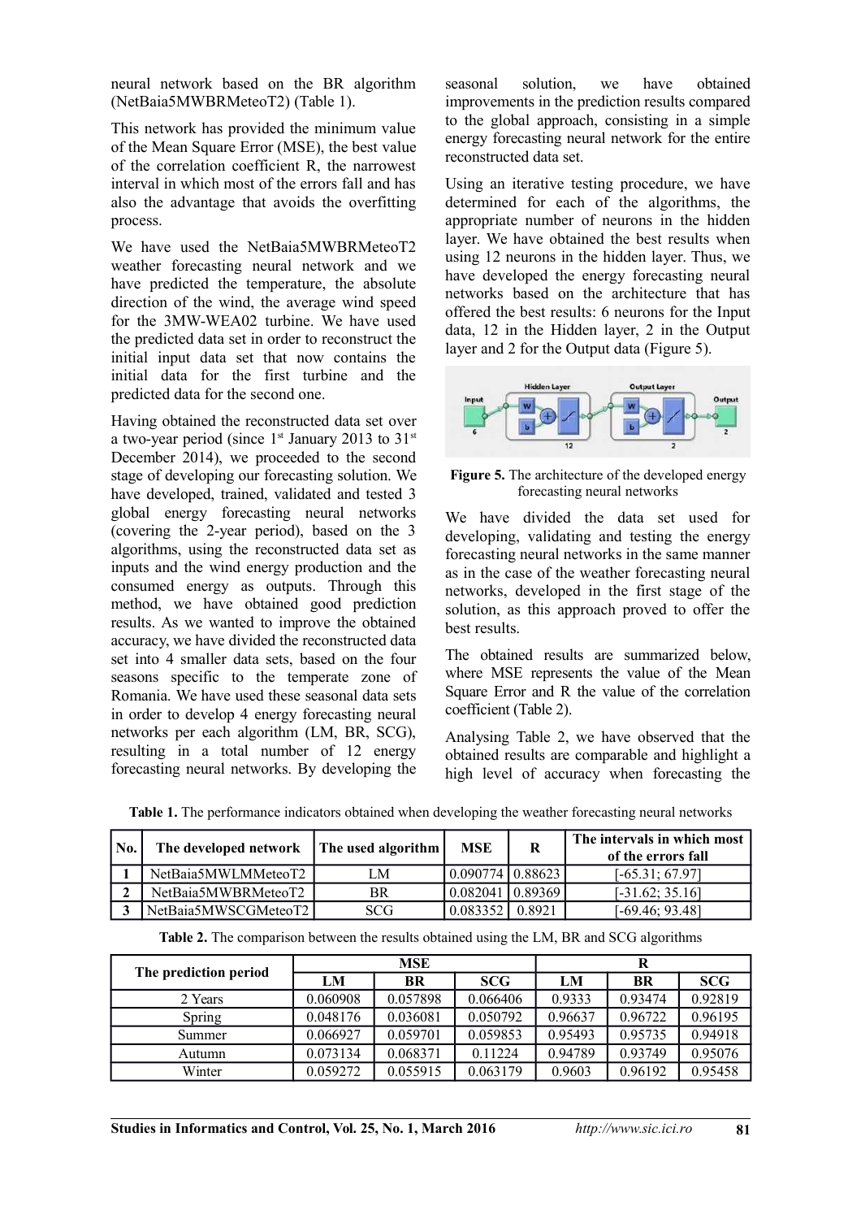neural network based on the BR algorithm (NetBaia5MWBRMeteoT2) (Table 1).

This network has provided the minimum value of the Mean Square Error (MSE), the best value of the correlation coefficient R, the narrowest interval in which most of the errors fall and has also the advantage that avoids the overfitting process.

We have used the NetBaia5MWBRMeteoT2 weather forecasting neural network and we have predicted the temperature, the absolute direction of the wind, the average wind speed for the 3MW-WEA02 turbine. We have used the predicted data set in order to reconstruct the initial input data set that now contains the initial data for the first turbine and the predicted data for the second one.

Having obtained the reconstructed data set over a two-year period (since 1st January 2013 to 31st December 2014), we proceeded to the second stage of developing our forecasting solution. We have developed, trained, validated and tested 3 global energy forecasting neural networks (covering the 2-year period), based on the 3 algorithms, using the reconstructed data set as inputs and the wind energy production and the consumed energy as outputs. Through this method, we have obtained good prediction results. As we wanted to improve the obtained accuracy, we have divided the reconstructed data set into 4 smaller data sets, based on the four seasons specific to the temperate zone of Romania. We have used these seasonal data sets in order to develop 4 energy forecasting neural networks per each algorithm (LM, BR, SCG), resulting in a total number of 12 energy forecasting neural networks. By developing the seasonal solution, we have obtained improvements in the prediction results compared to the global approach, consisting in a simple energy forecasting neural network for the entire reconstructed data set.

Using an iterative testing procedure, we have determined for each of the algorithms, the appropriate number of neurons in the hidden layer. We have obtained the best results when using 12 neurons in the hidden layer. Thus, we have developed the energy forecasting neural networks based on the architecture that has offered the best results: 6 neurons for the Input data, 12 in the Hidden layer, 2 in the Output layer and 2 for the Output data (Figure 5).

**Figure 5.** The architecture of the developed energy forecasting neural networks

We have divided the data set used for developing, validating and testing the energy forecasting neural networks in the same manner as in the case of the weather forecasting neural networks, developed in the first stage of the solution, as this approach proved to offer the best results.

The obtained results are summarized below, where MSE represents the value of the Mean Square Error and R the value of the correlation coefficient (Table 2).

Analysing Table 2, we have observed that the obtained results are comparable and highlight a high level of accuracy when forecasting the

**Table 1.** The performance indicators obtained when developing the weather forecasting neural networks

| No. | The developed network | The used algorithm | MSE | R | The intervals in which most of the errors fall |
|---|---|---|---|---|---|
| 1 | NetBaia5MWLMMeteoT2 | LM | 0.090774 | 0.88623 | [-65.31; 67.97] |
| 2 | NetBaia5MWBRMeteoT2 | BR | 0.082041 | 0.89369 | [-31.62; 35.16] |
| 3 | NetBaia5MWSCGMeteoT2 | SCG | 0.083352 | 0.8921 | [-69.46; 93.48] |

**Table 2.** The comparison between the results obtained using the LM, BR and SCG algorithms

| The prediction period | MSE | | | R | | |
|---|---|---|---|---|---|---|
| | LM | BR | SCG | LM | BR | SCG |
| 2 Years | 0.060908 | 0.057898 | 0.066406 | 0.9333 | 0.93474 | 0.92819 |
| Spring | 0.048176 | 0.036081 | 0.050792 | 0.96637 | 0.96722 | 0.96195 |
| Summer | 0.066927 | 0.059701 | 0.059853 | 0.95493 | 0.95735 | 0.94918 |
| Autumn | 0.073134 | 0.068371 | 0.11224 | 0.94789 | 0.93749 | 0.95076 |
| Winter | 0.059272 | 0.055915 | 0.063179 | 0.9603 | 0.96192 | 0.95458 |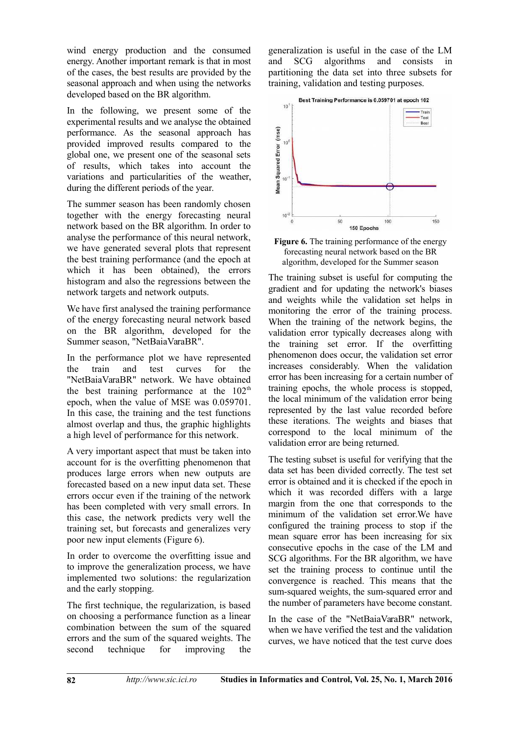wind energy production and the consumed energy. Another important remark is that in most of the cases, the best results are provided by the seasonal approach and when using the networks developed based on the BR algorithm.

In the following, we present some of the experimental results and we analyse the obtained performance. As the seasonal approach has provided improved results compared to the global one, we present one of the seasonal sets of results, which takes into account the variations and particularities of the weather, during the different periods of the year.

The summer season has been randomly chosen together with the energy forecasting neural network based on the BR algorithm. In order to analyse the performance of this neural network, we have generated several plots that represent the best training performance (and the epoch at which it has been obtained), the errors histogram and also the regressions between the network targets and network outputs.

We have first analysed the training performance of the energy forecasting neural network based on the BR algorithm, developed for the Summer season, "NetBaiaVaraBR".

In the performance plot we have represented the train and test curves for the "NetBaiaVaraBR" network. We have obtained the best training performance at the 102[th] epoch, when the value of MSE was 0.059701. In this case, the training and the test functions almost overlap and thus, the graphic highlights a high level of performance for this network.

A very important aspect that must be taken into account for is the overfitting phenomenon that produces large errors when new outputs are forecasted based on a new input data set. These errors occur even if the training of the network has been completed with very small errors. In this case, the network predicts very well the training set, but forecasts and generalizes very poor new input elements (Figure 6).

In order to overcome the overfitting issue and to improve the generalization process, we have implemented two solutions: the regularization and the early stopping.

The first technique, the regularization, is based on choosing a performance function as a linear combination between the sum of the squared errors and the sum of the squared weights. The second technique for improving the generalization is useful in the case of the LM and SCG algorithms and consists in partitioning the data set into three subsets for training, validation and testing purposes.

**Figure 6.** The training performance of the energy forecasting neural network based on the BR algorithm, developed for the Summer season

The training subset is useful for computing the gradient and for updating the network's biases and weights while the validation set helps in monitoring the error of the training process. When the training of the network begins, the validation error typically decreases along with the training set error. If the overfitting phenomenon does occur, the validation set error increases considerably. When the validation error has been increasing for a certain number of training epochs, the whole process is stopped, the local minimum of the validation error being represented by the last value recorded before these iterations. The weights and biases that correspond to the local minimum of the validation error are being returned.

The testing subset is useful for verifying that the data set has been divided correctly. The test set error is obtained and it is checked if the epoch in which it was recorded differs with a large margin from the one that corresponds to the minimum of the validation set error.We have configured the training process to stop if the mean square error has been increasing for six consecutive epochs in the case of the LM and SCG algorithms. For the BR algorithm, we have set the training process to continue until the convergence is reached. This means that the sum-squared weights, the sum-squared error and the number of parameters have become constant.

In the case of the "NetBaiaVaraBR" network, when we have verified the test and the validation curves, we have noticed that the test curve does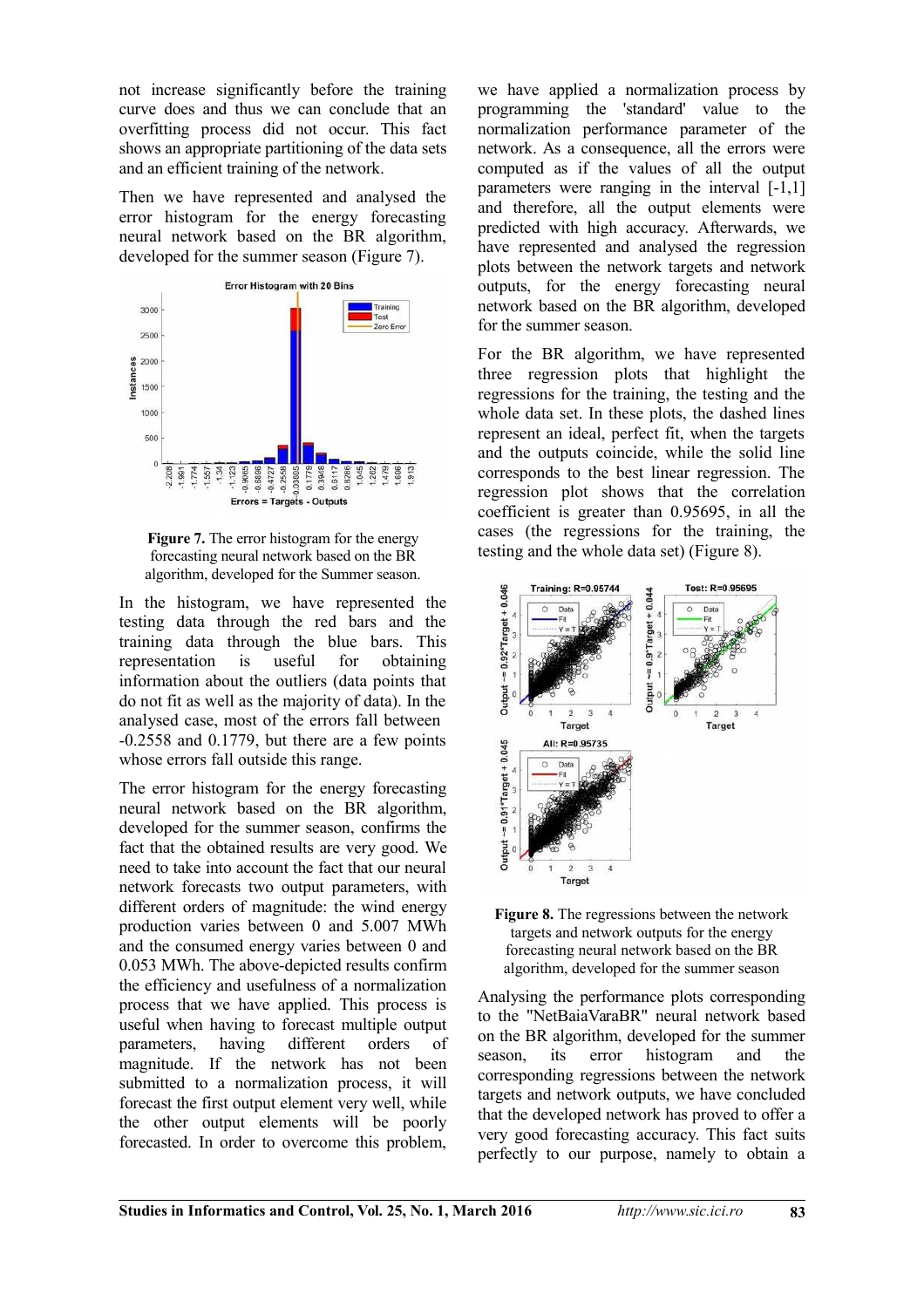not increase significantly before the training curve does and thus we can conclude that an overfitting process did not occur. This fact shows an appropriate partitioning of the data sets and an efficient training of the network.

Then we have represented and analysed the error histogram for the energy forecasting neural network based on the BR algorithm, developed for the summer season (Figure 7).

**Figure 7.** The error histogram for the energy forecasting neural network based on the BR algorithm, developed for the Summer season.

In the histogram, we have represented the testing data through the red bars and the training data through the blue bars. This representation is useful for obtaining information about the outliers (data points that do not fit as well as the majority of data). In the analysed case, most of the errors fall between -0.2558 and 0.1779, but there are a few points whose errors fall outside this range.

The error histogram for the energy forecasting neural network based on the BR algorithm, developed for the summer season, confirms the fact that the obtained results are very good. We need to take into account the fact that our neural network forecasts two output parameters, with different orders of magnitude: the wind energy production varies between 0 and 5.007 MWh and the consumed energy varies between 0 and 0.053 MWh. The above-depicted results confirm the efficiency and usefulness of a normalization process that we have applied. This process is useful when having to forecast multiple output parameters, having different orders of magnitude. If the network has not been submitted to a normalization process, it will forecast the first output element very well, while the other output elements will be poorly forecasted. In order to overcome this problem, we have applied a normalization process by programming the 'standard' value to the normalization performance parameter of the network. As a consequence, all the errors were computed as if the values of all the output parameters were ranging in the interval [-1,1] and therefore, all the output elements were predicted with high accuracy. Afterwards, we have represented and analysed the regression plots between the network targets and network outputs, for the energy forecasting neural network based on the BR algorithm, developed for the summer season.

For the BR algorithm, we have represented three regression plots that highlight the regressions for the training, the testing and the whole data set. In these plots, the dashed lines represent an ideal, perfect fit, when the targets and the outputs coincide, while the solid line corresponds to the best linear regression. The regression plot shows that the correlation coefficient is greater than 0.95695, in all the cases (the regressions for the training, the testing and the whole data set) (Figure 8).

**Figure 8.** The regressions between the network targets and network outputs for the energy forecasting neural network based on the BR algorithm, developed for the summer season

Analysing the performance plots corresponding to the "NetBaiaVaraBR" neural network based on the BR algorithm, developed for the summer season, its error histogram and the corresponding regressions between the network targets and network outputs, we have concluded that the developed network has proved to offer a very good forecasting accuracy. This fact suits perfectly to our purpose, namely to obtain a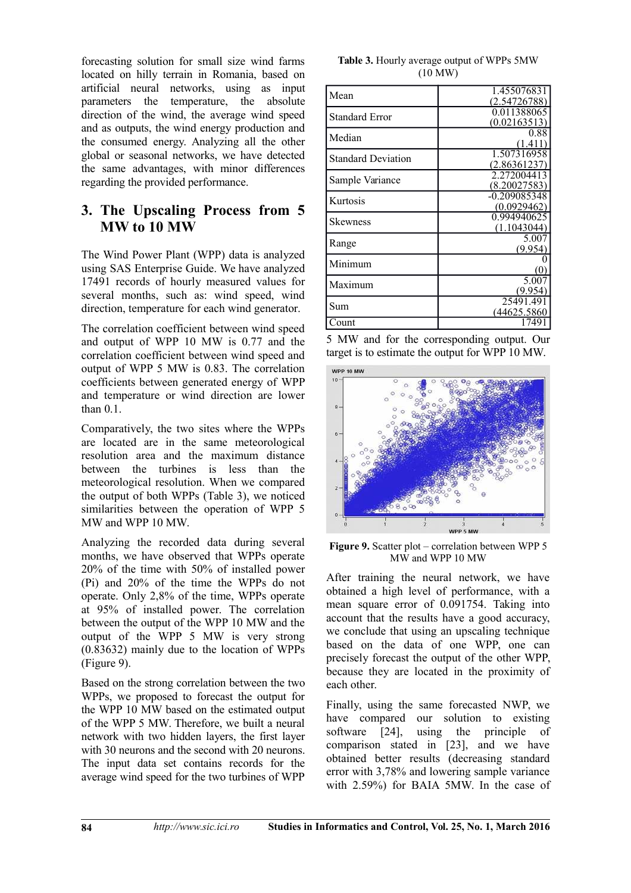forecasting solution for small size wind farms located on hilly terrain in Romania, based on artificial neural networks, using as input parameters the temperature, the absolute direction of the wind, the average wind speed and as outputs, the wind energy production and the consumed energy. Analyzing all the other global or seasonal networks, we have detected the same advantages, with minor differences regarding the provided performance.

## 3. The Upscaling Process from 5 MW to 10 MW

The Wind Power Plant (WPP) data is analyzed using SAS Enterprise Guide. We have analyzed 17491 records of hourly measured values for several months, such as: wind speed, wind direction, temperature for each wind generator.

The correlation coefficient between wind speed and output of WPP 10 MW is 0.77 and the correlation coefficient between wind speed and output of WPP 5 MW is 0.83. The correlation coefficients between generated energy of WPP and temperature or wind direction are lower than 0.1.

Comparatively, the two sites where the WPPs are located are in the same meteorological resolution area and the maximum distance between the turbines is less than the meteorological resolution. When we compared the output of both WPPs (Table 3), we noticed similarities between the operation of WPP 5 MW and WPP 10 MW.

Analyzing the recorded data during several months, we have observed that WPPs operate 20% of the time with 50% of installed power (Pi) and 20% of the time the WPPs do not operate. Only 2,8% of the time, WPPs operate at 95% of installed power. The correlation between the output of the WPP 10 MW and the output of the WPP 5 MW is very strong (0.83632) mainly due to the location of WPPs (Figure 9).

Based on the strong correlation between the two WPPs, we proposed to forecast the output for the WPP 10 MW based on the estimated output of the WPP 5 MW. Therefore, we built a neural network with two hidden layers, the first layer with 30 neurons and the second with 20 neurons. The input data set contains records for the average wind speed for the two turbines of WPP 5 MW and for the corresponding output. Our target is to estimate the output for WPP 10 MW.

**Table 3.** Hourly average output of WPPs 5MW (10 MW)

| | |
|---|---|
| Mean | 1.455076831 (2.54726788) |
| Standard Error | 0.011388065 (0.02163513) |
| Median | 0.88 (1.411) |
| Standard Deviation | 1.507316958 (2.86361237) |
| Sample Variance | 2.272004413 (8.20027583) |
| Kurtosis | -0.209085348 (0.0929462) |
| Skewness | 0.994940625 (1.1043044) |
| Range | 5.007 (9.954) |
| Minimum | 0 (0) |
| Maximum | 5.007 (9.954) |
| Sum | 25491.491 (44625.5860) |
| Count | 17491 |

**Figure 9.** Scatter plot – correlation between WPP 5 MW and WPP 10 MW

After training the neural network, we have obtained a high level of performance, with a mean square error of 0.091754. Taking into account that the results have a good accuracy, we conclude that using an upscaling technique based on the data of one WPP, one can precisely forecast the output of the other WPP, because they are located in the proximity of each other.

Finally, using the same forecasted NWP, we have compared our solution to existing software [24], using the principle of comparison stated in [23], and we have obtained better results (decreasing standard error with 3,78% and lowering sample variance with 2.59%) for BAIA 5MW. In the case of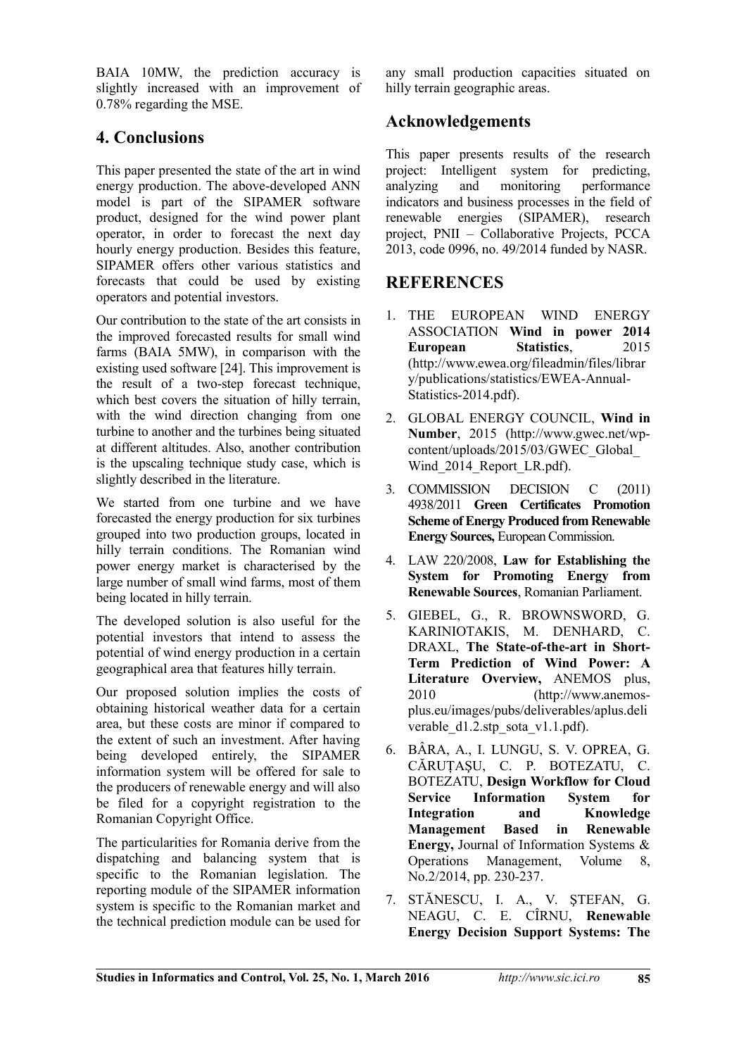BAIA 10MW, the prediction accuracy is slightly increased with an improvement of 0.78% regarding the MSE.

## 4. Conclusions

This paper presented the state of the art in wind energy production. The above-developed ANN model is part of the SIPAMER software product, designed for the wind power plant operator, in order to forecast the next day hourly energy production. Besides this feature, SIPAMER offers other various statistics and forecasts that could be used by existing operators and potential investors.

Our contribution to the state of the art consists in the improved forecasted results for small wind farms (BAIA 5MW), in comparison with the existing used software [24]. This improvement is the result of a two-step forecast technique, which best covers the situation of hilly terrain, with the wind direction changing from one turbine to another and the turbines being situated at different altitudes. Also, another contribution is the upscaling technique study case, which is slightly described in the literature.

We started from one turbine and we have forecasted the energy production for six turbines grouped into two production groups, located in hilly terrain conditions. The Romanian wind power energy market is characterised by the large number of small wind farms, most of them being located in hilly terrain.

The developed solution is also useful for the potential investors that intend to assess the potential of wind energy production in a certain geographical area that features hilly terrain.

Our proposed solution implies the costs of obtaining historical weather data for a certain area, but these costs are minor if compared to the extent of such an investment. After having being developed entirely, the SIPAMER information system will be offered for sale to the producers of renewable energy and will also be filed for a copyright registration to the Romanian Copyright Office.

The particularities for Romania derive from the dispatching and balancing system that is specific to the Romanian legislation. The reporting module of the SIPAMER information system is specific to the Romanian market and the technical prediction module can be used for any small production capacities situated on hilly terrain geographic areas.

## Acknowledgements

This paper presents results of the research project: Intelligent system for predicting, analyzing and monitoring performance indicators and business processes in the field of renewable energies (SIPAMER), research project, PNII – Collaborative Projects, PCCA 2013, code 0996, no. 49/2014 funded by NASR.

## REFERENCES

1. THE EUROPEAN WIND ENERGY ASSOCIATION **Wind in power 2014 European Statistics**, 2015 (http://www.ewea.org/fileadmin/files/library/publications/statistics/EWEA-Annual-Statistics-2014.pdf).
2. GLOBAL ENERGY COUNCIL, **Wind in Number**, 2015 (http://www.gwec.net/wp-content/uploads/2015/03/GWEC_Global_Wind_2014_Report_LR.pdf).
3. COMMISSION DECISION C (2011) 4938/2011 **Green Certificates Promotion Scheme of Energy Produced from Renewable Energy Sources,** European Commission.
4. LAW 220/2008, **Law for Establishing the System for Promoting Energy from Renewable Sources**, Romanian Parliament.
5. GIEBEL, G., R. BROWNSWORD, G. KARINIOTAKIS, M. DENHARD, C. DRAXL, **The State-of-the-art in Short-Term Prediction of Wind Power: A Literature Overview,** ANEMOS plus, 2010 (http://www.anemos-plus.eu/images/pubs/deliverables/aplus.deliverable_d1.2.stp_sota_v1.1.pdf).
6. BÂRA, A., I. LUNGU, S. V. OPREA, G. CĂRUȚAȘU, C. P. BOTEZATU, C. BOTEZATU, **Design Workflow for Cloud Service Information System for Integration and Knowledge Management Based in Renewable Energy,** Journal of Information Systems & Operations Management, Volume 8, No.2/2014, pp. 230-237.
7. STĂNESCU, I. A., V. ȘTEFAN, G. NEAGU, C. E. CÎRNU, **Renewable Energy Decision Support Systems: The**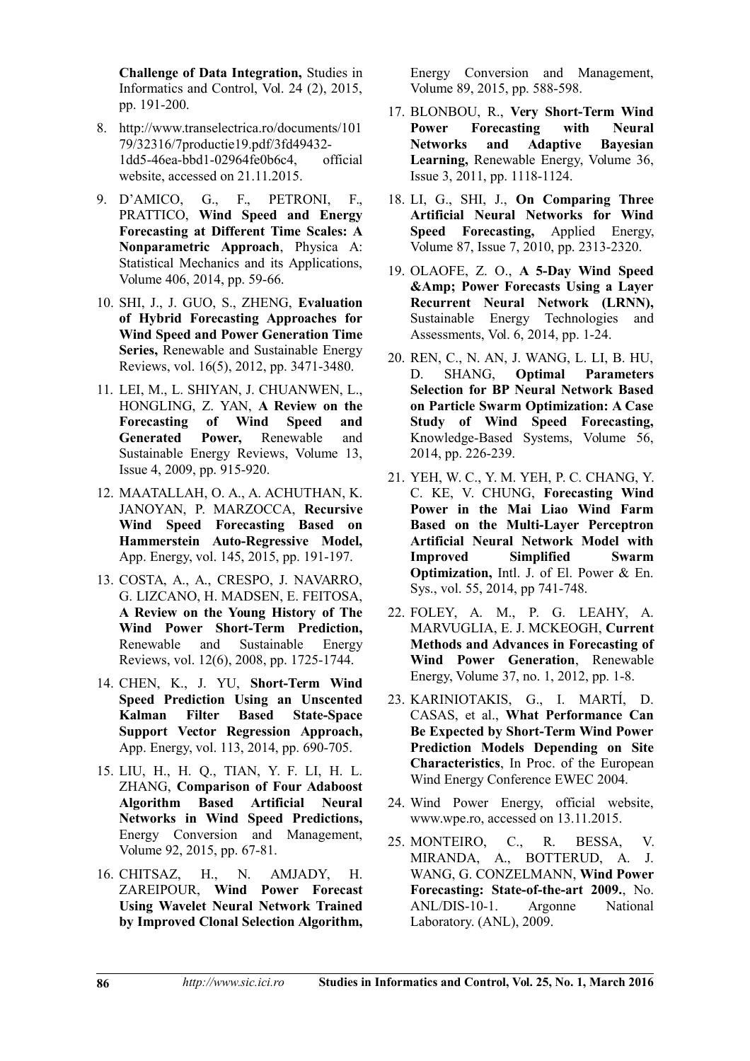**Challenge of Data Integration,** Studies in Informatics and Control, Vol. 24 (2), 2015, pp. 191-200.

8. http://www.transelectrica.ro/documents/10179/32316/7productie19.pdf/3fd49432-1dd5-46ea-bbd1-02964fe0b6c4, official website, accessed on 21.11.2015.
9. D'AMICO, G., F., PETRONI, F., PRATTICO, **Wind Speed and Energy Forecasting at Different Time Scales: A Nonparametric Approach**, Physica A: Statistical Mechanics and its Applications, Volume 406, 2014, pp. 59-66.
10. SHI, J., J. GUO, S., ZHENG, **Evaluation of Hybrid Forecasting Approaches for Wind Speed and Power Generation Time Series,** Renewable and Sustainable Energy Reviews, vol. 16(5), 2012, pp. 3471-3480.
11. LEI, M., L. SHIYAN, J. CHUANWEN, L., HONGLING, Z. YAN, **A Review on the Forecasting of Wind Speed and Generated Power,** Renewable and Sustainable Energy Reviews, Volume 13, Issue 4, 2009, pp. 915-920.
12. MAATALLAH, O. A., A. ACHUTHAN, K. JANOYAN, P. MARZOCCA, **Recursive Wind Speed Forecasting Based on Hammerstein Auto-Regressive Model,** App. Energy, vol. 145, 2015, pp. 191-197.
13. COSTA, A., A., CRESPO, J. NAVARRO, G. LIZCANO, H. MADSEN, E. FEITOSA, **A Review on the Young History of The Wind Power Short-Term Prediction,** Renewable and Sustainable Energy Reviews, vol. 12(6), 2008, pp. 1725-1744.
14. CHEN, K., J. YU, **Short-Term Wind Speed Prediction Using an Unscented Kalman Filter Based State-Space Support Vector Regression Approach,** App. Energy, vol. 113, 2014, pp. 690-705.
15. LIU, H., H. Q., TIAN, Y. F. LI, H. L. ZHANG, **Comparison of Four Adaboost Algorithm Based Artificial Neural Networks in Wind Speed Predictions,** Energy Conversion and Management, Volume 92, 2015, pp. 67-81.
16. CHITSAZ, H., N. AMJADY, H. ZAREIPOUR, **Wind Power Forecast Using Wavelet Neural Network Trained by Improved Clonal Selection Algorithm,** Energy Conversion and Management, Volume 89, 2015, pp. 588-598.
17. BLONBOU, R., **Very Short-Term Wind Power Forecasting with Neural Networks and Adaptive Bayesian Learning,** Renewable Energy, Volume 36, Issue 3, 2011, pp. 1118-1124.
18. LI, G., SHI, J., **On Comparing Three Artificial Neural Networks for Wind Speed Forecasting,** Applied Energy, Volume 87, Issue 7, 2010, pp. 2313-2320.
19. OLAOFE, Z. O., **A 5-Day Wind Speed &Amp; Power Forecasts Using a Layer Recurrent Neural Network (LRNN),** Sustainable Energy Technologies and Assessments, Vol. 6, 2014, pp. 1-24.
20. REN, C., N. AN, J. WANG, L. LI, B. HU, D. SHANG, **Optimal Parameters Selection for BP Neural Network Based on Particle Swarm Optimization: A Case Study of Wind Speed Forecasting,** Knowledge-Based Systems, Volume 56, 2014, pp. 226-239.
21. YEH, W. C., Y. M. YEH, P. C. CHANG, Y. C. KE, V. CHUNG, **Forecasting Wind Power in the Mai Liao Wind Farm Based on the Multi-Layer Perceptron Artificial Neural Network Model with Improved Simplified Swarm Optimization,** Intl. J. of El. Power & En. Sys., vol. 55, 2014, pp 741-748.
22. FOLEY, A. M., P. G. LEAHY, A. MARVUGLIA, E. J. MCKEOGH, **Current Methods and Advances in Forecasting of Wind Power Generation**, Renewable Energy, Volume 37, no. 1, 2012, pp. 1-8.
23. KARINIOTAKIS, G., I. MARTÍ, D. CASAS, et al., **What Performance Can Be Expected by Short-Term Wind Power Prediction Models Depending on Site Characteristics**, In Proc. of the European Wind Energy Conference EWEC 2004.
24. Wind Power Energy, official website, www.wpe.ro, accessed on 13.11.2015.
25. MONTEIRO, C., R. BESSA, V. MIRANDA, A., BOTTERUD, A. J. WANG, G. CONZELMANN, **Wind Power Forecasting: State-of-the-art 2009.**, No. ANL/DIS-10-1. Argonne National Laboratory. (ANL), 2009.